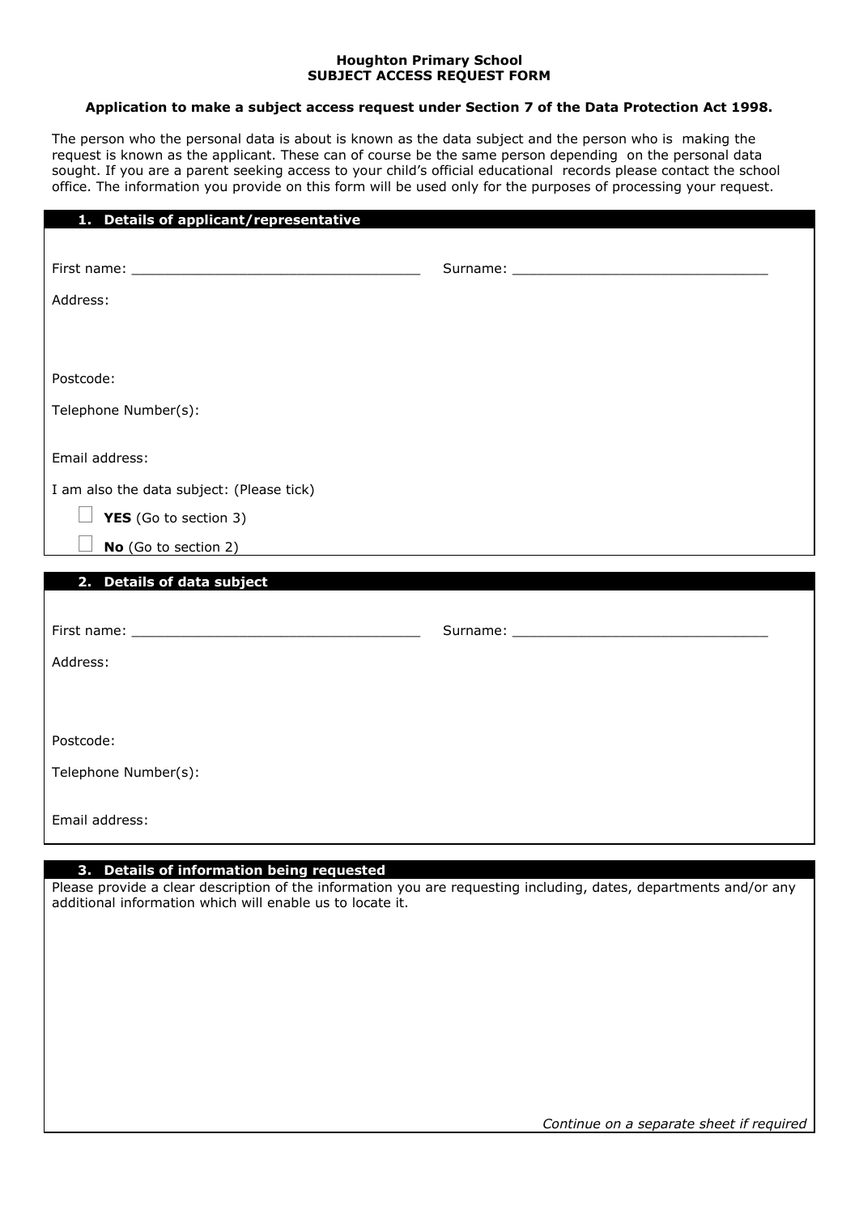**Houghton Primary School**
**SUBJECT ACCESS REQUEST FORM**

**Application to make a subject access request under Section 7 of the Data Protection Act 1998.**

The person who the personal data is about is known as the data subject and the person who is making the request is known as the applicant. These can of course be the same person depending on the personal data sought. If you are a parent seeking access to your child's official educational records please contact the school office. The information you provide on this form will be used only for the purposes of processing your request.

## 1. Details of applicant/representative

First name: ___________________________________ Surname: _______________________________

Address:

Postcode:

Telephone Number(s):

Email address:

I am also the data subject: (Please tick)

☐ **YES** (Go to section 3)

☐ **No** (Go to section 2)

## 2. Details of data subject

First name: ___________________________________ Surname: _______________________________

Address:

Postcode:

Telephone Number(s):

Email address:

## 3. Details of information being requested

Please provide a clear description of the information you are requesting including, dates, departments and/or any additional information which will enable us to locate it.

*Continue on a separate sheet if required*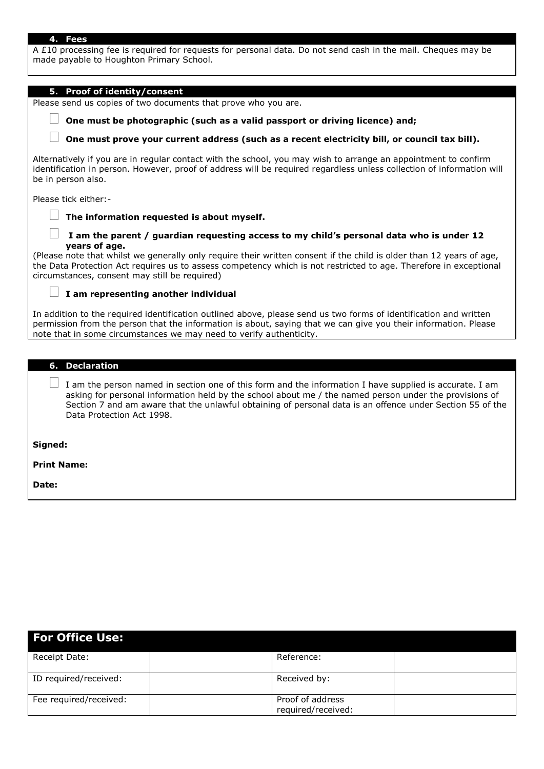## 4. Fees

A £10 processing fee is required for requests for personal data. Do not send cash in the mail. Cheques may be made payable to Houghton Primary School.

## 5. Proof of identity/consent

Please send us copies of two documents that prove who you are.

- ☐ **One must be photographic (such as a valid passport or driving licence) and;**
- ☐ **One must prove your current address (such as a recent electricity bill, or council tax bill).**

Alternatively if you are in regular contact with the school, you may wish to arrange an appointment to confirm identification in person. However, proof of address will be required regardless unless collection of information will be in person also.

Please tick either:-

- ☐ **The information requested is about myself.**
- ☐ **I am the parent / guardian requesting access to my child's personal data who is under 12 years of age.**

(Please note that whilst we generally only require their written consent if the child is older than 12 years of age, the Data Protection Act requires us to assess competency which is not restricted to age. Therefore in exceptional circumstances, consent may still be required)

- ☐ **I am representing another individual**

In addition to the required identification outlined above, please send us two forms of identification and written permission from the person that the information is about, saying that we can give you their information. Please note that in some circumstances we may need to verify authenticity.

## 6. Declaration

☐ I am the person named in section one of this form and the information I have supplied is accurate. I am asking for personal information held by the school about me / the named person under the provisions of Section 7 and am aware that the unlawful obtaining of personal data is an offence under Section 55 of the Data Protection Act 1998.

**Signed:**

**Print Name:**

**Date:**

## For Office Use:

| | | | |
|---|---|---|---|
| Receipt Date: | | Reference: | |
| ID required/received: | | Received by: | |
| Fee required/received: | | Proof of address required/received: | |